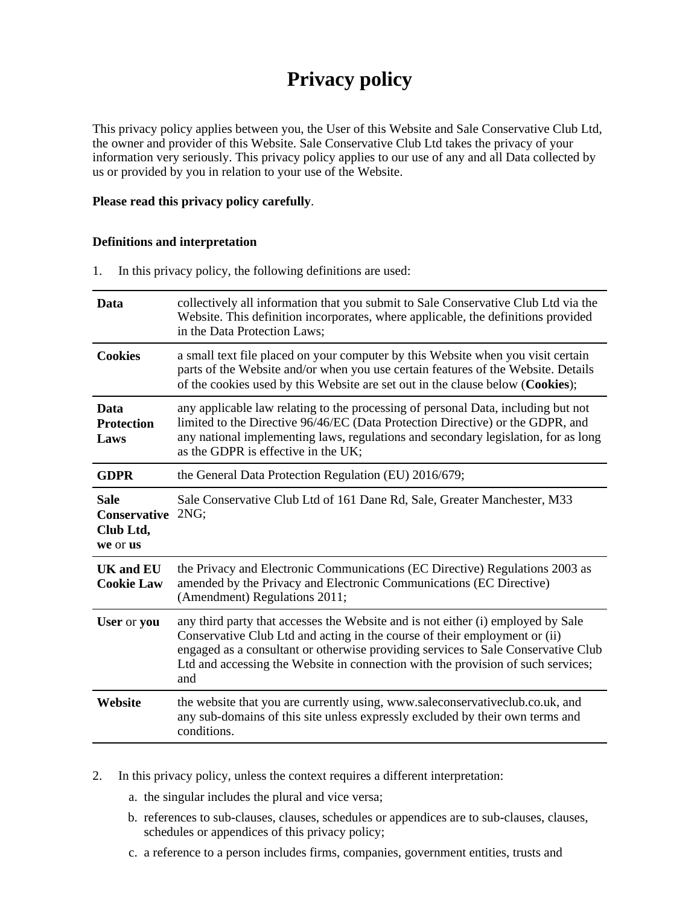# Privacy policy

This privacy policy applies between you, the User of this Website and Sale Conservative Club Ltd, the owner and provider of this Website. Sale Conservative Club Ltd takes the privacy of your information very seriously. This privacy policy applies to our use of any and all Data collected by us or provided by you in relation to your use of the Website.

**Please read this privacy policy carefully**.

### Definitions and interpretation

1. In this privacy policy, the following definitions are used:

| | |
|---|---|
| **Data** | collectively all information that you submit to Sale Conservative Club Ltd via the Website. This definition incorporates, where applicable, the definitions provided in the Data Protection Laws; |
| **Cookies** | a small text file placed on your computer by this Website when you visit certain parts of the Website and/or when you use certain features of the Website. Details of the cookies used by this Website are set out in the clause below (**Cookies**); |
| **Data Protection Laws** | any applicable law relating to the processing of personal Data, including but not limited to the Directive 96/46/EC (Data Protection Directive) or the GDPR, and any national implementing laws, regulations and secondary legislation, for as long as the GDPR is effective in the UK; |
| **GDPR** | the General Data Protection Regulation (EU) 2016/679; |
| **Sale Conservative Club Ltd, we** or **us** | Sale Conservative Club Ltd of 161 Dane Rd, Sale, Greater Manchester, M33 2NG; |
| **UK and EU Cookie Law** | the Privacy and Electronic Communications (EC Directive) Regulations 2003 as amended by the Privacy and Electronic Communications (EC Directive) (Amendment) Regulations 2011; |
| **User** or **you** | any third party that accesses the Website and is not either (i) employed by Sale Conservative Club Ltd and acting in the course of their employment or (ii) engaged as a consultant or otherwise providing services to Sale Conservative Club Ltd and accessing the Website in connection with the provision of such services; and |
| **Website** | the website that you are currently using, www.saleconservativeclub.co.uk, and any sub-domains of this site unless expressly excluded by their own terms and conditions. |

2. In this privacy policy, unless the context requires a different interpretation:
   a. the singular includes the plural and vice versa;
   b. references to sub-clauses, clauses, schedules or appendices are to sub-clauses, clauses, schedules or appendices of this privacy policy;
   c. a reference to a person includes firms, companies, government entities, trusts and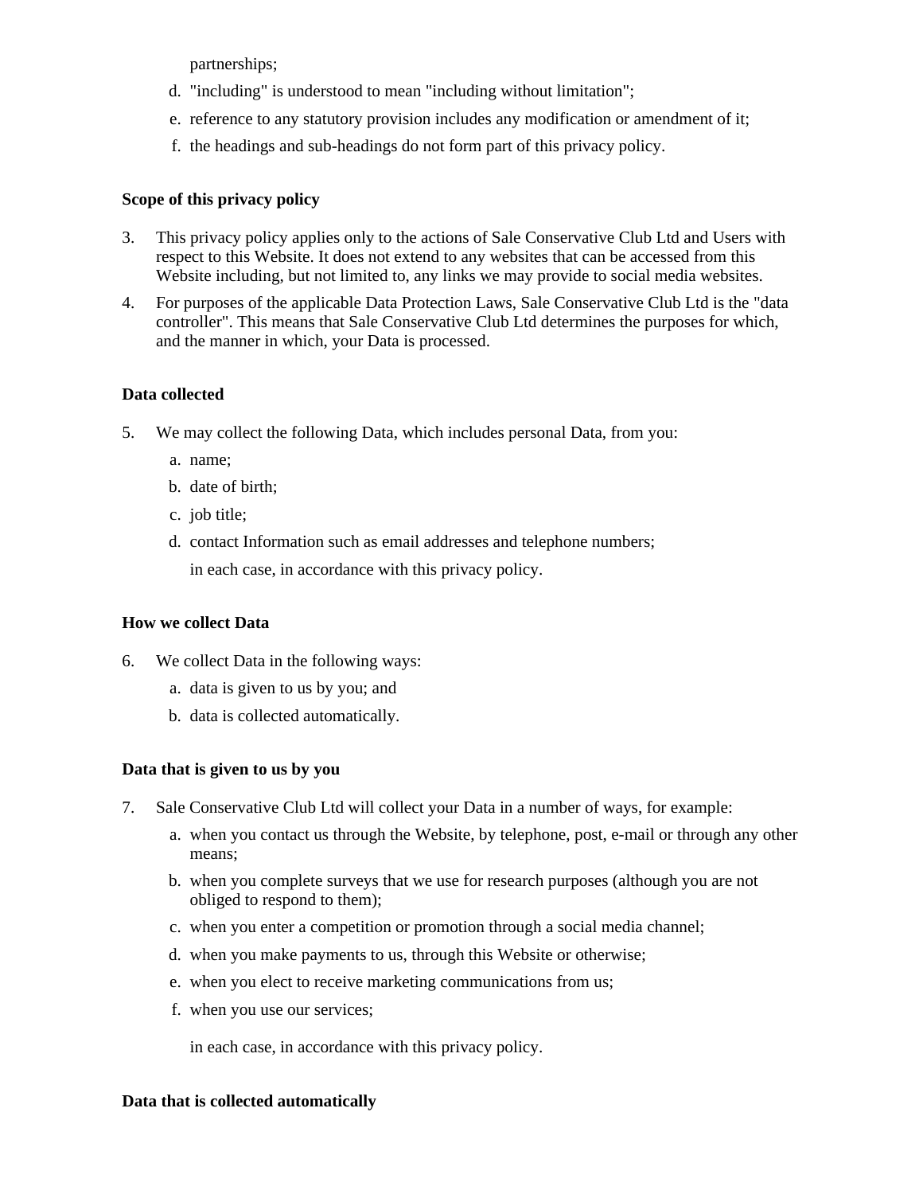partnerships;

d. "including" is understood to mean "including without limitation";
e. reference to any statutory provision includes any modification or amendment of it;
f. the headings and sub-headings do not form part of this privacy policy.

**Scope of this privacy policy**

3. This privacy policy applies only to the actions of Sale Conservative Club Ltd and Users with respect to this Website. It does not extend to any websites that can be accessed from this Website including, but not limited to, any links we may provide to social media websites.
4. For purposes of the applicable Data Protection Laws, Sale Conservative Club Ltd is the "data controller". This means that Sale Conservative Club Ltd determines the purposes for which, and the manner in which, your Data is processed.

**Data collected**

5. We may collect the following Data, which includes personal Data, from you:
   a. name;
   b. date of birth;
   c. job title;
   d. contact Information such as email addresses and telephone numbers;

   in each case, in accordance with this privacy policy.

**How we collect Data**

6. We collect Data in the following ways:
   a. data is given to us by you; and
   b. data is collected automatically.

**Data that is given to us by you**

7. Sale Conservative Club Ltd will collect your Data in a number of ways, for example:
   a. when you contact us through the Website, by telephone, post, e-mail or through any other means;
   b. when you complete surveys that we use for research purposes (although you are not obliged to respond to them);
   c. when you enter a competition or promotion through a social media channel;
   d. when you make payments to us, through this Website or otherwise;
   e. when you elect to receive marketing communications from us;
   f. when you use our services;

   in each case, in accordance with this privacy policy.

**Data that is collected automatically**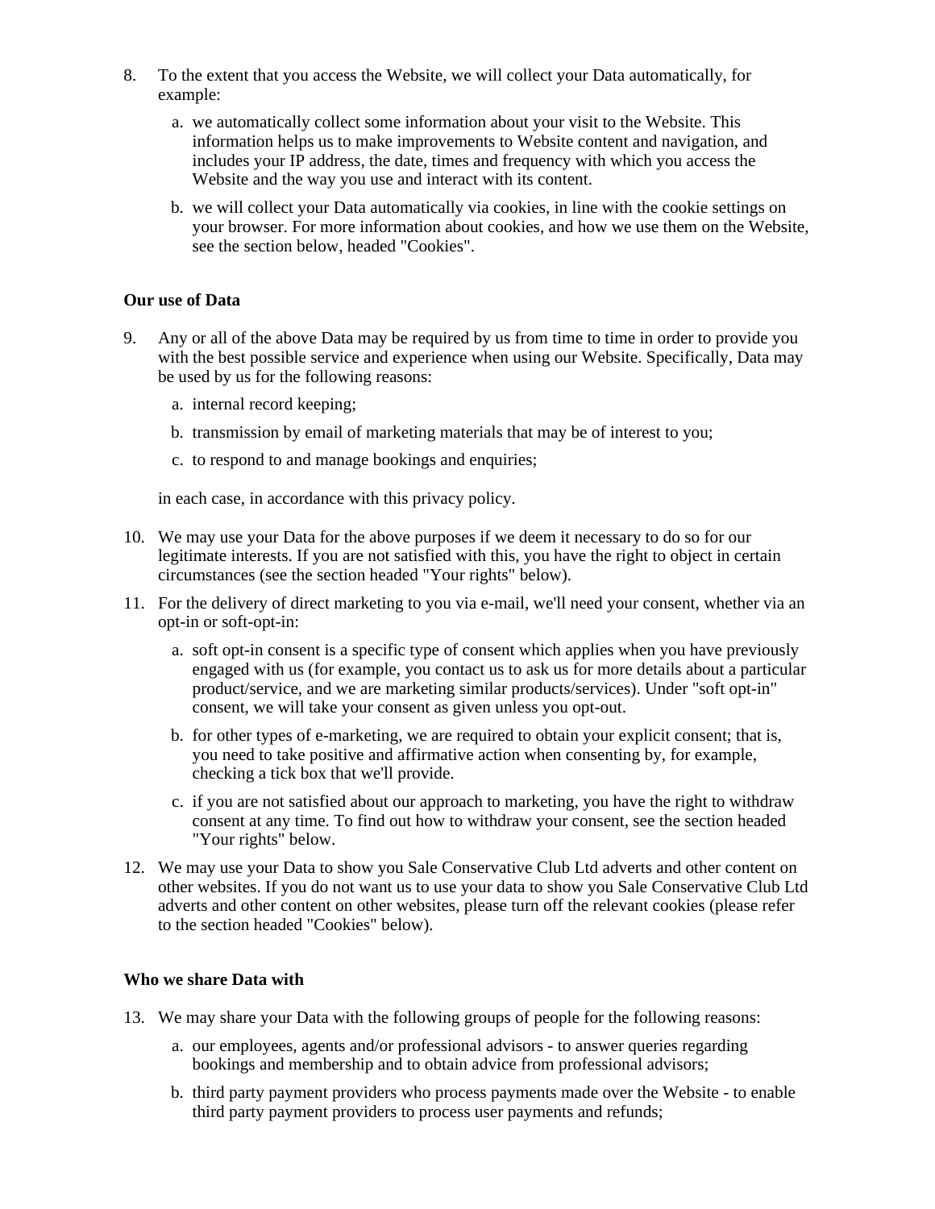8. To the extent that you access the Website, we will collect your Data automatically, for example:

    a. we automatically collect some information about your visit to the Website. This information helps us to make improvements to Website content and navigation, and includes your IP address, the date, times and frequency with which you access the Website and the way you use and interact with its content.

    b. we will collect your Data automatically via cookies, in line with the cookie settings on your browser. For more information about cookies, and how we use them on the Website, see the section below, headed "Cookies".

**Our use of Data**

9. Any or all of the above Data may be required by us from time to time in order to provide you with the best possible service and experience when using our Website. Specifically, Data may be used by us for the following reasons:

    a. internal record keeping;

    b. transmission by email of marketing materials that may be of interest to you;

    c. to respond to and manage bookings and enquiries;

    in each case, in accordance with this privacy policy.

10. We may use your Data for the above purposes if we deem it necessary to do so for our legitimate interests. If you are not satisfied with this, you have the right to object in certain circumstances (see the section headed "Your rights" below).

11. For the delivery of direct marketing to you via e-mail, we'll need your consent, whether via an opt-in or soft-opt-in:

    a. soft opt-in consent is a specific type of consent which applies when you have previously engaged with us (for example, you contact us to ask us for more details about a particular product/service, and we are marketing similar products/services). Under "soft opt-in" consent, we will take your consent as given unless you opt-out.

    b. for other types of e-marketing, we are required to obtain your explicit consent; that is, you need to take positive and affirmative action when consenting by, for example, checking a tick box that we'll provide.

    c. if you are not satisfied about our approach to marketing, you have the right to withdraw consent at any time. To find out how to withdraw your consent, see the section headed "Your rights" below.

12. We may use your Data to show you Sale Conservative Club Ltd adverts and other content on other websites. If you do not want us to use your data to show you Sale Conservative Club Ltd adverts and other content on other websites, please turn off the relevant cookies (please refer to the section headed "Cookies" below).

**Who we share Data with**

13. We may share your Data with the following groups of people for the following reasons:

    a. our employees, agents and/or professional advisors - to answer queries regarding bookings and membership and to obtain advice from professional advisors;

    b. third party payment providers who process payments made over the Website - to enable third party payment providers to process user payments and refunds;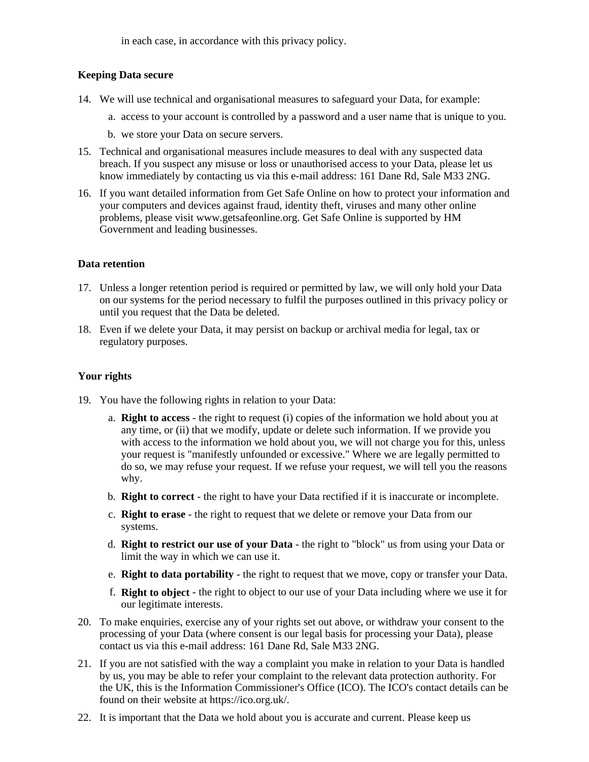in each case, in accordance with this privacy policy.

**Keeping Data secure**

14. We will use technical and organisational measures to safeguard your Data, for example:
    a. access to your account is controlled by a password and a user name that is unique to you.
    b. we store your Data on secure servers.
15. Technical and organisational measures include measures to deal with any suspected data breach. If you suspect any misuse or loss or unauthorised access to your Data, please let us know immediately by contacting us via this e-mail address: 161 Dane Rd, Sale M33 2NG.
16. If you want detailed information from Get Safe Online on how to protect your information and your computers and devices against fraud, identity theft, viruses and many other online problems, please visit www.getsafeonline.org. Get Safe Online is supported by HM Government and leading businesses.

**Data retention**

17. Unless a longer retention period is required or permitted by law, we will only hold your Data on our systems for the period necessary to fulfil the purposes outlined in this privacy policy or until you request that the Data be deleted.
18. Even if we delete your Data, it may persist on backup or archival media for legal, tax or regulatory purposes.

**Your rights**

19. You have the following rights in relation to your Data:
    a. **Right to access** - the right to request (i) copies of the information we hold about you at any time, or (ii) that we modify, update or delete such information. If we provide you with access to the information we hold about you, we will not charge you for this, unless your request is "manifestly unfounded or excessive." Where we are legally permitted to do so, we may refuse your request. If we refuse your request, we will tell you the reasons why.
    b. **Right to correct** - the right to have your Data rectified if it is inaccurate or incomplete.
    c. **Right to erase** - the right to request that we delete or remove your Data from our systems.
    d. **Right to restrict our use of your Data** - the right to "block" us from using your Data or limit the way in which we can use it.
    e. **Right to data portability** - the right to request that we move, copy or transfer your Data.
    f. **Right to object** - the right to object to our use of your Data including where we use it for our legitimate interests.
20. To make enquiries, exercise any of your rights set out above, or withdraw your consent to the processing of your Data (where consent is our legal basis for processing your Data), please contact us via this e-mail address: 161 Dane Rd, Sale M33 2NG.
21. If you are not satisfied with the way a complaint you make in relation to your Data is handled by us, you may be able to refer your complaint to the relevant data protection authority. For the UK, this is the Information Commissioner's Office (ICO). The ICO's contact details can be found on their website at https://ico.org.uk/.
22. It is important that the Data we hold about you is accurate and current. Please keep us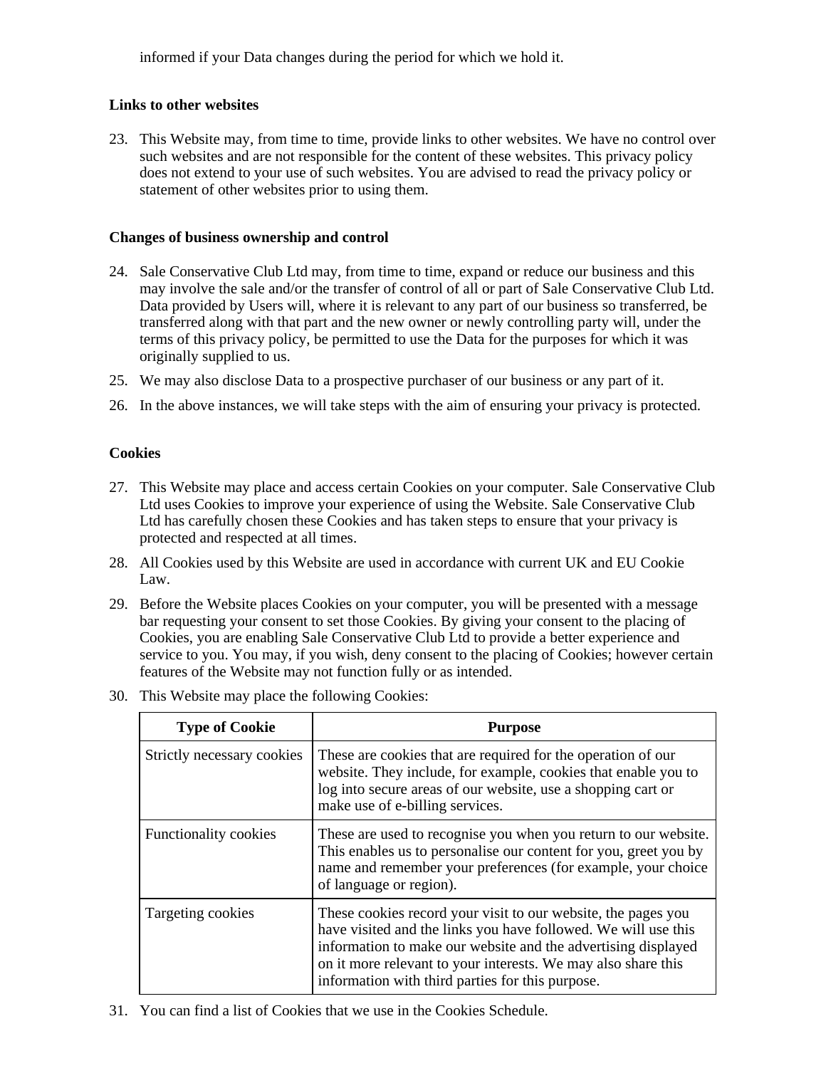informed if your Data changes during the period for which we hold it.

**Links to other websites**

23. This Website may, from time to time, provide links to other websites. We have no control over such websites and are not responsible for the content of these websites. This privacy policy does not extend to your use of such websites. You are advised to read the privacy policy or statement of other websites prior to using them.

**Changes of business ownership and control**

24. Sale Conservative Club Ltd may, from time to time, expand or reduce our business and this may involve the sale and/or the transfer of control of all or part of Sale Conservative Club Ltd. Data provided by Users will, where it is relevant to any part of our business so transferred, be transferred along with that part and the new owner or newly controlling party will, under the terms of this privacy policy, be permitted to use the Data for the purposes for which it was originally supplied to us.
25. We may also disclose Data to a prospective purchaser of our business or any part of it.
26. In the above instances, we will take steps with the aim of ensuring your privacy is protected.

**Cookies**

27. This Website may place and access certain Cookies on your computer. Sale Conservative Club Ltd uses Cookies to improve your experience of using the Website. Sale Conservative Club Ltd has carefully chosen these Cookies and has taken steps to ensure that your privacy is protected and respected at all times.
28. All Cookies used by this Website are used in accordance with current UK and EU Cookie Law.
29. Before the Website places Cookies on your computer, you will be presented with a message bar requesting your consent to set those Cookies. By giving your consent to the placing of Cookies, you are enabling Sale Conservative Club Ltd to provide a better experience and service to you. You may, if you wish, deny consent to the placing of Cookies; however certain features of the Website may not function fully or as intended.
30. This Website may place the following Cookies:

| Type of Cookie | Purpose |
|---|---|
| Strictly necessary cookies | These are cookies that are required for the operation of our website. They include, for example, cookies that enable you to log into secure areas of our website, use a shopping cart or make use of e-billing services. |
| Functionality cookies | These are used to recognise you when you return to our website. This enables us to personalise our content for you, greet you by name and remember your preferences (for example, your choice of language or region). |
| Targeting cookies | These cookies record your visit to our website, the pages you have visited and the links you have followed. We will use this information to make our website and the advertising displayed on it more relevant to your interests. We may also share this information with third parties for this purpose. |

31. You can find a list of Cookies that we use in the Cookies Schedule.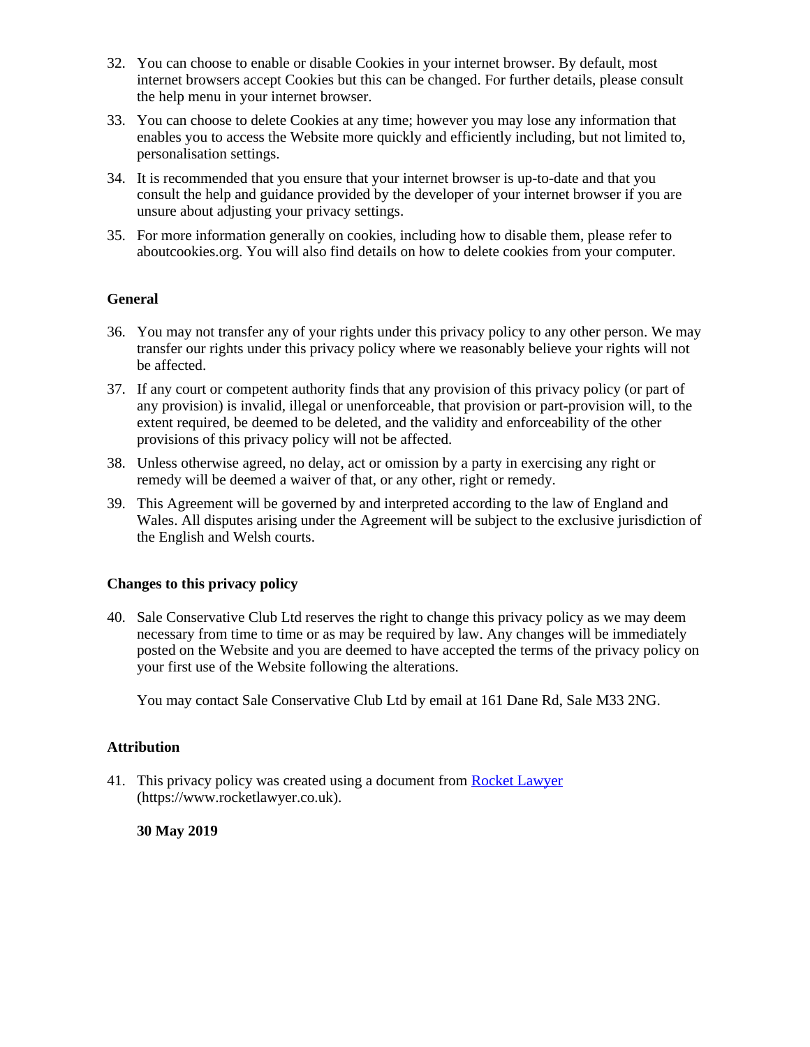32. You can choose to enable or disable Cookies in your internet browser. By default, most internet browsers accept Cookies but this can be changed. For further details, please consult the help menu in your internet browser.
33. You can choose to delete Cookies at any time; however you may lose any information that enables you to access the Website more quickly and efficiently including, but not limited to, personalisation settings.
34. It is recommended that you ensure that your internet browser is up-to-date and that you consult the help and guidance provided by the developer of your internet browser if you are unsure about adjusting your privacy settings.
35. For more information generally on cookies, including how to disable them, please refer to aboutcookies.org. You will also find details on how to delete cookies from your computer.

**General**

36. You may not transfer any of your rights under this privacy policy to any other person. We may transfer our rights under this privacy policy where we reasonably believe your rights will not be affected.
37. If any court or competent authority finds that any provision of this privacy policy (or part of any provision) is invalid, illegal or unenforceable, that provision or part-provision will, to the extent required, be deemed to be deleted, and the validity and enforceability of the other provisions of this privacy policy will not be affected.
38. Unless otherwise agreed, no delay, act or omission by a party in exercising any right or remedy will be deemed a waiver of that, or any other, right or remedy.
39. This Agreement will be governed by and interpreted according to the law of England and Wales. All disputes arising under the Agreement will be subject to the exclusive jurisdiction of the English and Welsh courts.

**Changes to this privacy policy**

40. Sale Conservative Club Ltd reserves the right to change this privacy policy as we may deem necessary from time to time or as may be required by law. Any changes will be immediately posted on the Website and you are deemed to have accepted the terms of the privacy policy on your first use of the Website following the alterations.

    You may contact Sale Conservative Club Ltd by email at 161 Dane Rd, Sale M33 2NG.

**Attribution**

41. This privacy policy was created using a document from [Rocket Lawyer](https://www.rocketlawyer.co.uk) (https://www.rocketlawyer.co.uk).

    **30 May 2019**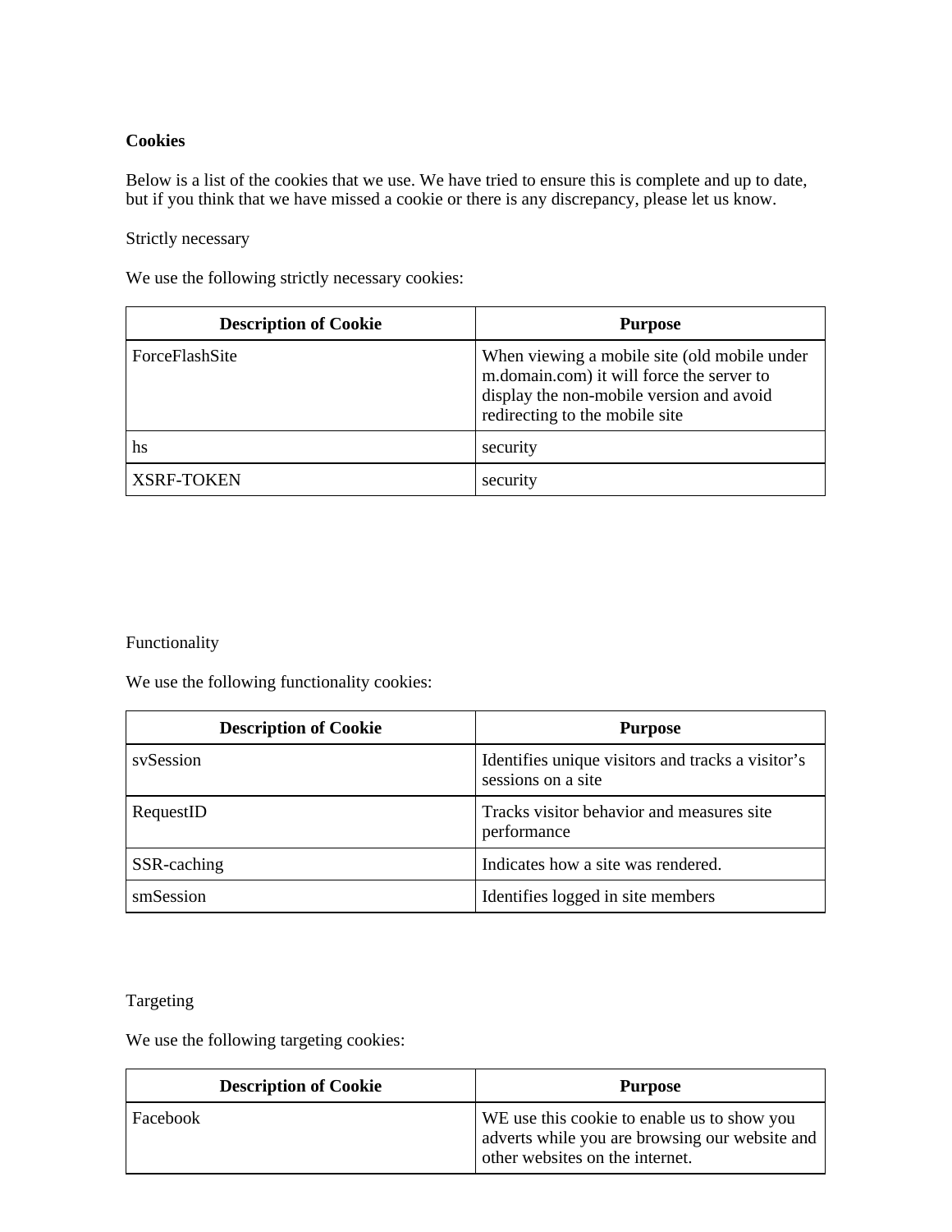**Cookies**

Below is a list of the cookies that we use. We have tried to ensure this is complete and up to date, but if you think that we have missed a cookie or there is any discrepancy, please let us know.

Strictly necessary

We use the following strictly necessary cookies:

| Description of Cookie | Purpose |
| --- | --- |
| ForceFlashSite | When viewing a mobile site (old mobile under m.domain.com) it will force the server to display the non-mobile version and avoid redirecting to the mobile site |
| hs | security |
| XSRF-TOKEN | security |

Functionality

We use the following functionality cookies:

| Description of Cookie | Purpose |
| --- | --- |
| svSession | Identifies unique visitors and tracks a visitor's sessions on a site |
| RequestID | Tracks visitor behavior and measures site performance |
| SSR-caching | Indicates how a site was rendered. |
| smSession | Identifies logged in site members |

Targeting

We use the following targeting cookies:

| Description of Cookie | Purpose |
| --- | --- |
| Facebook | WE use this cookie to enable us to show you adverts while you are browsing our website and other websites on the internet. |